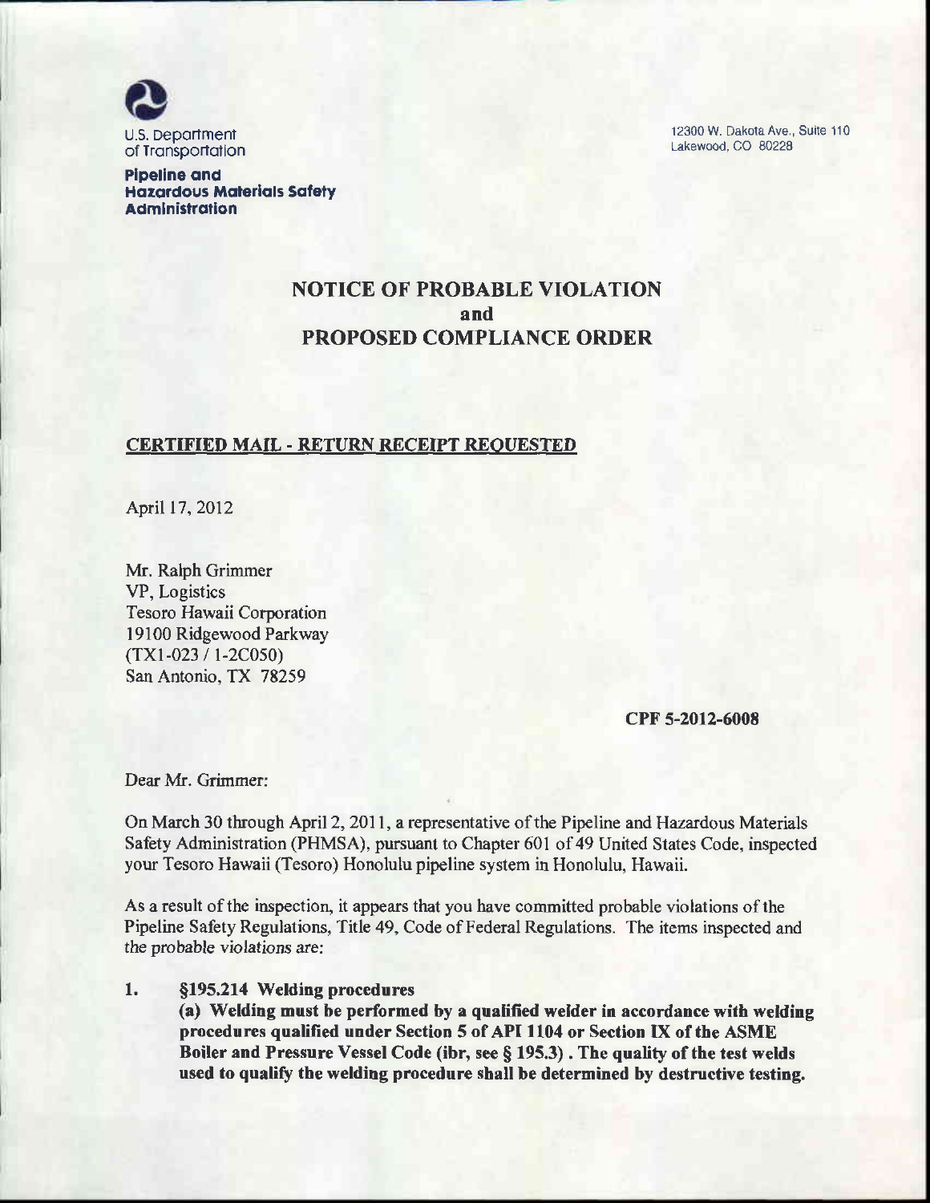U.S. Department of Transportation

**Pipeline and Hazardous Materials Safety Administration**

12300 W. Dakota Ave., Suite 110
Lakewood, CO 80228

# NOTICE OF PROBABLE VIOLATION and PROPOSED COMPLIANCE ORDER

**CERTIFIED MAIL - RETURN RECEIPT REQUESTED**

April 17, 2012

Mr. Ralph Grimmer
VP, Logistics
Tesoro Hawaii Corporation
19100 Ridgewood Parkway
(TX1-023 / 1-2C050)
San Antonio, TX 78259

**CPF 5-2012-6008**

Dear Mr. Grimmer:

On March 30 through April 2, 2011, a representative of the Pipeline and Hazardous Materials Safety Administration (PHMSA), pursuant to Chapter 601 of 49 United States Code, inspected your Tesoro Hawaii (Tesoro) Honolulu pipeline system in Honolulu, Hawaii.

As a result of the inspection, it appears that you have committed probable violations of the Pipeline Safety Regulations, Title 49, Code of Federal Regulations. The items inspected and the probable violations are:

1. **§195.214 Welding procedures**
   **(a) Welding must be performed by a qualified welder in accordance with welding procedures qualified under Section 5 of API 1104 or Section IX of the ASME Boiler and Pressure Vessel Code (ibr, see § 195.3) . The quality of the test welds used to qualify the welding procedure shall be determined by destructive testing.**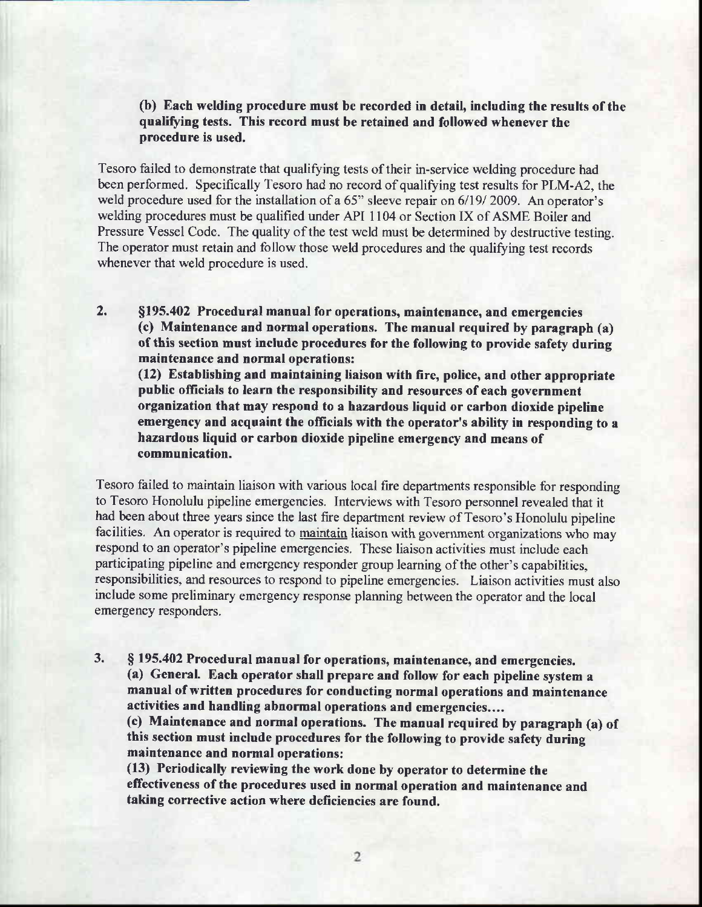**(b) Each welding procedure must be recorded in detail, including the results of the qualifying tests. This record must be retained and followed whenever the procedure is used.**

Tesoro failed to demonstrate that qualifying tests of their in-service welding procedure had been performed. Specifically Tesoro had no record of qualifying test results for PLM-A2, the weld procedure used for the installation of a 65" sleeve repair on 6/19/ 2009. An operator's welding procedures must be qualified under API 1104 or Section IX of ASME Boiler and Pressure Vessel Code. The quality of the test weld must be determined by destructive testing. The operator must retain and follow those weld procedures and the qualifying test records whenever that weld procedure is used.

2. **§195.402 Procedural manual for operations, maintenance, and emergencies**
   **(c) Maintenance and normal operations. The manual required by paragraph (a) of this section must include procedures for the following to provide safety during maintenance and normal operations:**
   **(12) Establishing and maintaining liaison with fire, police, and other appropriate public officials to learn the responsibility and resources of each government organization that may respond to a hazardous liquid or carbon dioxide pipeline emergency and acquaint the officials with the operator's ability in responding to a hazardous liquid or carbon dioxide pipeline emergency and means of communication.**

Tesoro failed to maintain liaison with various local fire departments responsible for responding to Tesoro Honolulu pipeline emergencies. Interviews with Tesoro personnel revealed that it had been about three years since the last fire department review of Tesoro's Honolulu pipeline facilities. An operator is required to <u>maintain</u> liaison with government organizations who may respond to an operator's pipeline emergencies. These liaison activities must include each participating pipeline and emergency responder group learning of the other's capabilities, responsibilities, and resources to respond to pipeline emergencies. Liaison activities must also include some preliminary emergency response planning between the operator and the local emergency responders.

3. **§ 195.402 Procedural manual for operations, maintenance, and emergencies.**
   **(a) General. Each operator shall prepare and follow for each pipeline system a manual of written procedures for conducting normal operations and maintenance activities and handling abnormal operations and emergencies....**
   **(c) Maintenance and normal operations. The manual required by paragraph (a) of this section must include procedures for the following to provide safety during maintenance and normal operations:**
   **(13) Periodically reviewing the work done by operator to determine the effectiveness of the procedures used in normal operation and maintenance and taking corrective action where deficiencies are found.**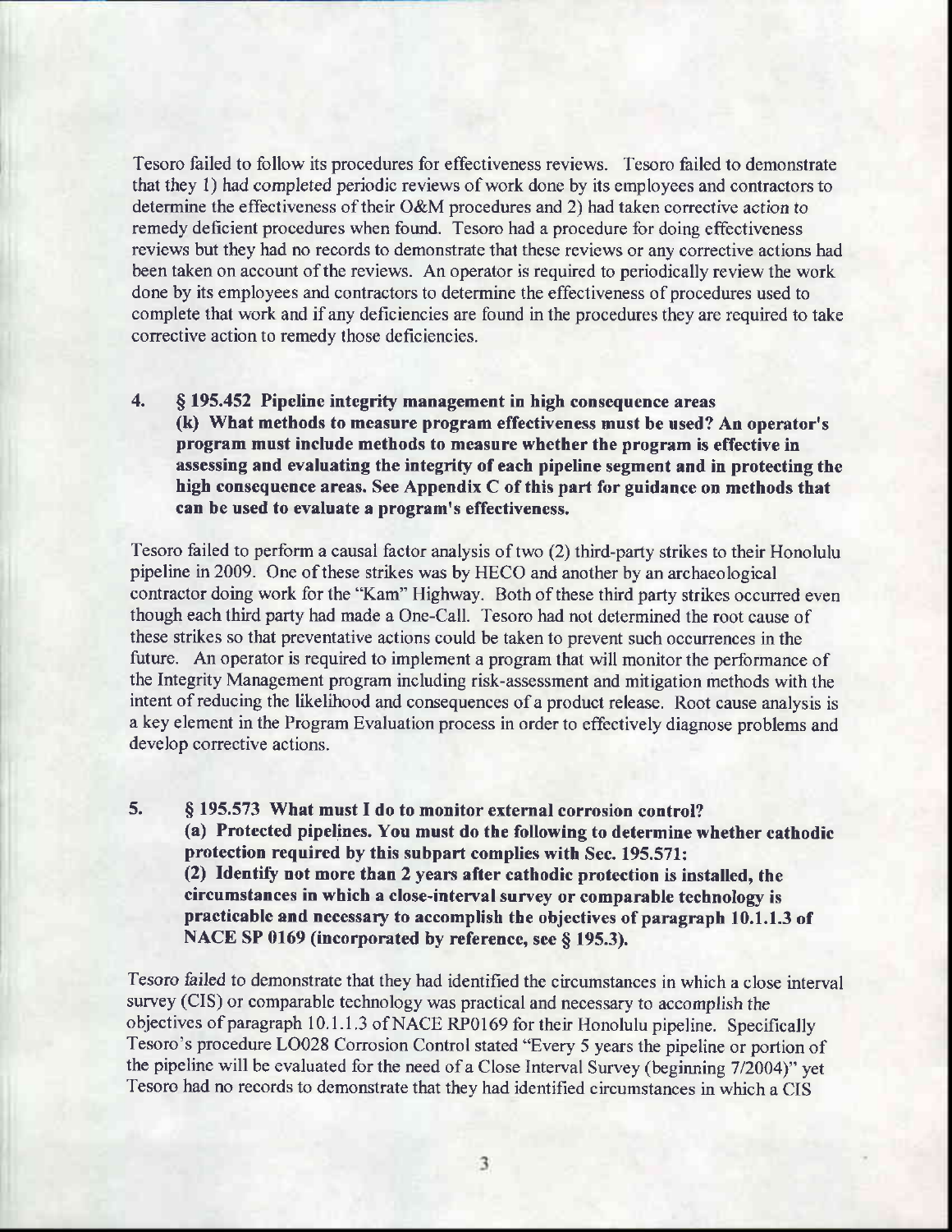Tesoro failed to follow its procedures for effectiveness reviews. Tesoro failed to demonstrate that they 1) had completed periodic reviews of work done by its employees and contractors to determine the effectiveness of their O&M procedures and 2) had taken corrective action to remedy deficient procedures when found. Tesoro had a procedure for doing effectiveness reviews but they had no records to demonstrate that these reviews or any corrective actions had been taken on account of the reviews. An operator is required to periodically review the work done by its employees and contractors to determine the effectiveness of procedures used to complete that work and if any deficiencies are found in the procedures they are required to take corrective action to remedy those deficiencies.

4. **§ 195.452 Pipeline integrity management in high consequence areas**
   **(k) What methods to measure program effectiveness must be used? An operator's program must include methods to measure whether the program is effective in assessing and evaluating the integrity of each pipeline segment and in protecting the high consequence areas. See Appendix C of this part for guidance on methods that can be used to evaluate a program's effectiveness.**

Tesoro failed to perform a causal factor analysis of two (2) third-party strikes to their Honolulu pipeline in 2009. One of these strikes was by HECO and another by an archaeological contractor doing work for the "Kam" Highway. Both of these third party strikes occurred even though each third party had made a One-Call. Tesoro had not determined the root cause of these strikes so that preventative actions could be taken to prevent such occurrences in the future. An operator is required to implement a program that will monitor the performance of the Integrity Management program including risk-assessment and mitigation methods with the intent of reducing the likelihood and consequences of a product release. Root cause analysis is a key element in the Program Evaluation process in order to effectively diagnose problems and develop corrective actions.

5. **§ 195.573 What must I do to monitor external corrosion control?**
   **(a) Protected pipelines. You must do the following to determine whether cathodic protection required by this subpart complies with Sec. 195.571:**
   **(2) Identify not more than 2 years after cathodic protection is installed, the circumstances in which a close-interval survey or comparable technology is practicable and necessary to accomplish the objectives of paragraph 10.1.1.3 of NACE SP 0169 (incorporated by reference, see § 195.3).**

Tesoro failed to demonstrate that they had identified the circumstances in which a close interval survey (CIS) or comparable technology was practical and necessary to accomplish the objectives of paragraph 10.1.1.3 of NACE RP0169 for their Honolulu pipeline. Specifically Tesoro's procedure LO028 Corrosion Control stated "Every 5 years the pipeline or portion of the pipeline will be evaluated for the need of a Close Interval Survey (beginning 7/2004)" yet Tesoro had no records to demonstrate that they had identified circumstances in which a CIS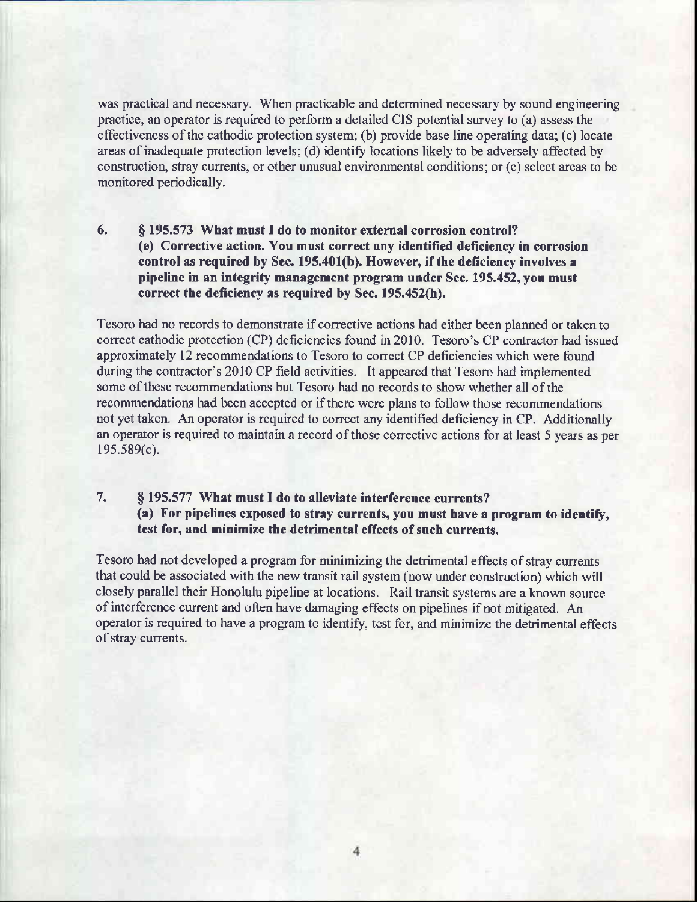was practical and necessary. When practicable and determined necessary by sound engineering practice, an operator is required to perform a detailed CIS potential survey to (a) assess the effectiveness of the cathodic protection system; (b) provide base line operating data; (c) locate areas of inadequate protection levels; (d) identify locations likely to be adversely affected by construction, stray currents, or other unusual environmental conditions; or (e) select areas to be monitored periodically.

**6. § 195.573 What must I do to monitor external corrosion control?**
**(e) Corrective action. You must correct any identified deficiency in corrosion control as required by Sec. 195.401(b). However, if the deficiency involves a pipeline in an integrity management program under Sec. 195.452, you must correct the deficiency as required by Sec. 195.452(h).**

Tesoro had no records to demonstrate if corrective actions had either been planned or taken to correct cathodic protection (CP) deficiencies found in 2010. Tesoro's CP contractor had issued approximately 12 recommendations to Tesoro to correct CP deficiencies which were found during the contractor's 2010 CP field activities. It appeared that Tesoro had implemented some of these recommendations but Tesoro had no records to show whether all of the recommendations had been accepted or if there were plans to follow those recommendations not yet taken. An operator is required to correct any identified deficiency in CP. Additionally an operator is required to maintain a record of those corrective actions for at least 5 years as per 195.589(c).

**7. § 195.577 What must I do to alleviate interference currents?**
**(a) For pipelines exposed to stray currents, you must have a program to identify, test for, and minimize the detrimental effects of such currents.**

Tesoro had not developed a program for minimizing the detrimental effects of stray currents that could be associated with the new transit rail system (now under construction) which will closely parallel their Honolulu pipeline at locations. Rail transit systems are a known source of interference current and often have damaging effects on pipelines if not mitigated. An operator is required to have a program to identify, test for, and minimize the detrimental effects of stray currents.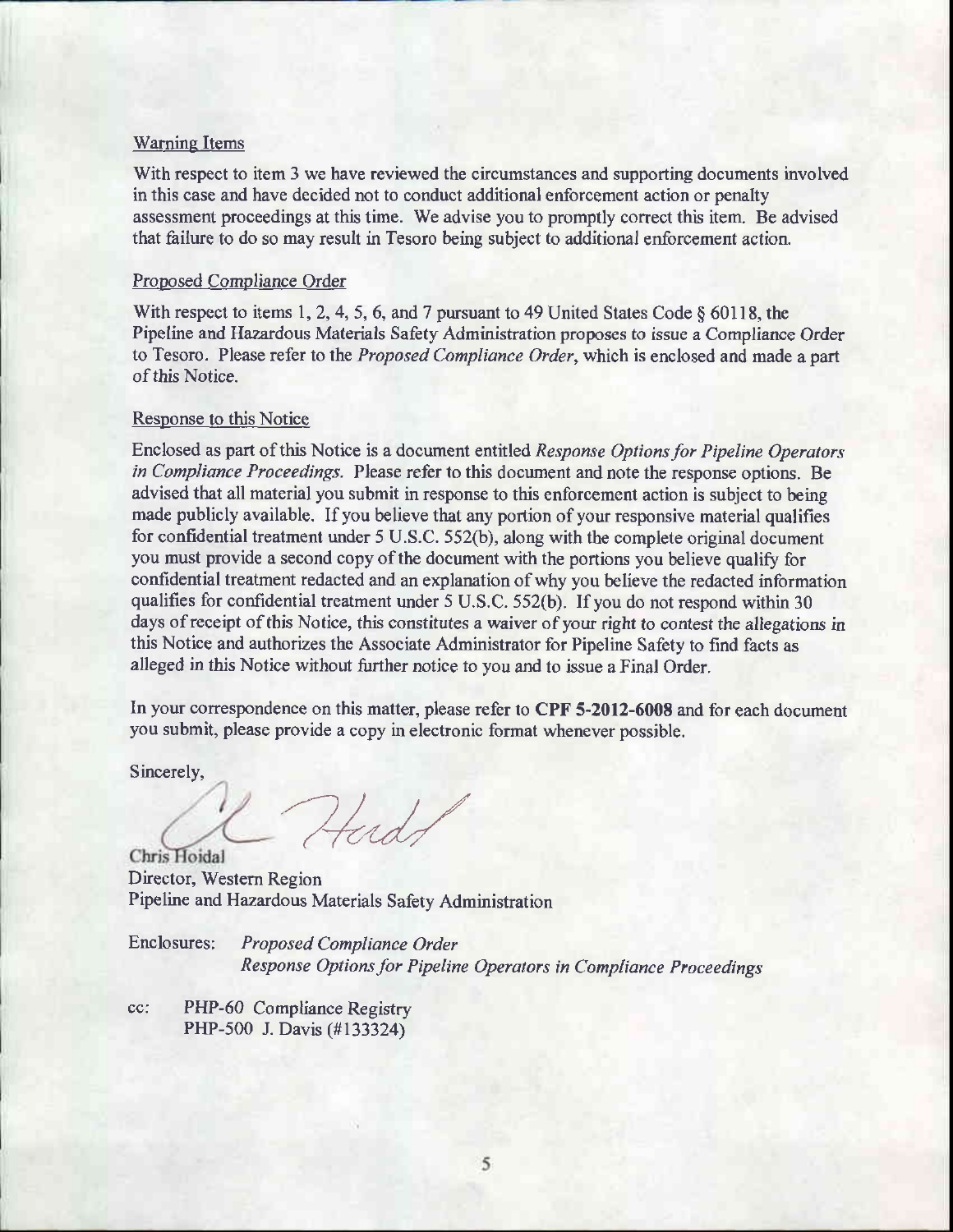### Warning Items

With respect to item 3 we have reviewed the circumstances and supporting documents involved in this case and have decided not to conduct additional enforcement action or penalty assessment proceedings at this time. We advise you to promptly correct this item. Be advised that failure to do so may result in Tesoro being subject to additional enforcement action.

### Proposed Compliance Order

With respect to items 1, 2, 4, 5, 6, and 7 pursuant to 49 United States Code § 60118, the Pipeline and Hazardous Materials Safety Administration proposes to issue a Compliance Order to Tesoro. Please refer to the *Proposed Compliance Order*, which is enclosed and made a part of this Notice.

### Response to this Notice

Enclosed as part of this Notice is a document entitled *Response Options for Pipeline Operators in Compliance Proceedings*. Please refer to this document and note the response options. Be advised that all material you submit in response to this enforcement action is subject to being made publicly available. If you believe that any portion of your responsive material qualifies for confidential treatment under 5 U.S.C. 552(b), along with the complete original document you must provide a second copy of the document with the portions you believe qualify for confidential treatment redacted and an explanation of why you believe the redacted information qualifies for confidential treatment under 5 U.S.C. 552(b). If you do not respond within 30 days of receipt of this Notice, this constitutes a waiver of your right to contest the allegations in this Notice and authorizes the Associate Administrator for Pipeline Safety to find facts as alleged in this Notice without further notice to you and to issue a Final Order.

In your correspondence on this matter, please refer to **CPF 5-2012-6008** and for each document you submit, please provide a copy in electronic format whenever possible.

Sincerely,

Chris Hoidal
Director, Western Region
Pipeline and Hazardous Materials Safety Administration

Enclosures: *Proposed Compliance Order*
*Response Options for Pipeline Operators in Compliance Proceedings*

cc: PHP-60 Compliance Registry
PHP-500 J. Davis (#133324)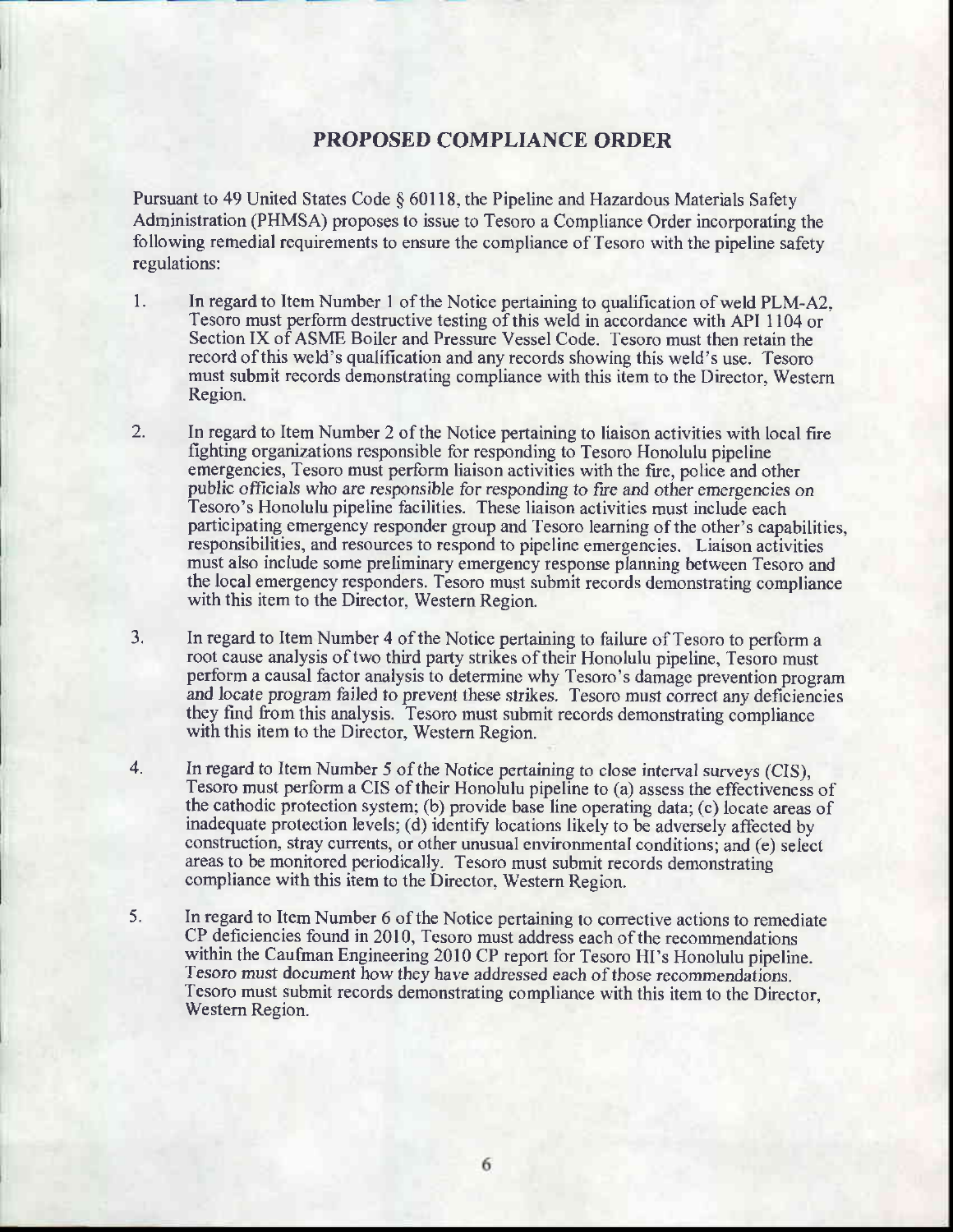## PROPOSED COMPLIANCE ORDER

Pursuant to 49 United States Code § 60118, the Pipeline and Hazardous Materials Safety Administration (PHMSA) proposes to issue to Tesoro a Compliance Order incorporating the following remedial requirements to ensure the compliance of Tesoro with the pipeline safety regulations:

1. In regard to Item Number 1 of the Notice pertaining to qualification of weld PLM-A2, Tesoro must perform destructive testing of this weld in accordance with API 1104 or Section IX of ASME Boiler and Pressure Vessel Code. Tesoro must then retain the record of this weld's qualification and any records showing this weld's use. Tesoro must submit records demonstrating compliance with this item to the Director, Western Region.

2. In regard to Item Number 2 of the Notice pertaining to liaison activities with local fire fighting organizations responsible for responding to Tesoro Honolulu pipeline emergencies, Tesoro must perform liaison activities with the fire, police and other public officials who are responsible for responding to fire and other emergencies on Tesoro's Honolulu pipeline facilities. These liaison activities must include each participating emergency responder group and Tesoro learning of the other's capabilities, responsibilities, and resources to respond to pipeline emergencies. Liaison activities must also include some preliminary emergency response planning between Tesoro and the local emergency responders. Tesoro must submit records demonstrating compliance with this item to the Director, Western Region.

3. In regard to Item Number 4 of the Notice pertaining to failure of Tesoro to perform a root cause analysis of two third party strikes of their Honolulu pipeline, Tesoro must perform a causal factor analysis to determine why Tesoro's damage prevention program and locate program failed to prevent these strikes. Tesoro must correct any deficiencies they find from this analysis. Tesoro must submit records demonstrating compliance with this item to the Director, Western Region.

4. In regard to Item Number 5 of the Notice pertaining to close interval surveys (CIS), Tesoro must perform a CIS of their Honolulu pipeline to (a) assess the effectiveness of the cathodic protection system; (b) provide base line operating data; (c) locate areas of inadequate protection levels; (d) identify locations likely to be adversely affected by construction, stray currents, or other unusual environmental conditions; and (e) select areas to be monitored periodically. Tesoro must submit records demonstrating compliance with this item to the Director, Western Region.

5. In regard to Item Number 6 of the Notice pertaining to corrective actions to remediate CP deficiencies found in 2010, Tesoro must address each of the recommendations within the Caufman Engineering 2010 CP report for Tesoro HI's Honolulu pipeline. Tesoro must document how they have addressed each of those recommendations. Tesoro must submit records demonstrating compliance with this item to the Director, Western Region.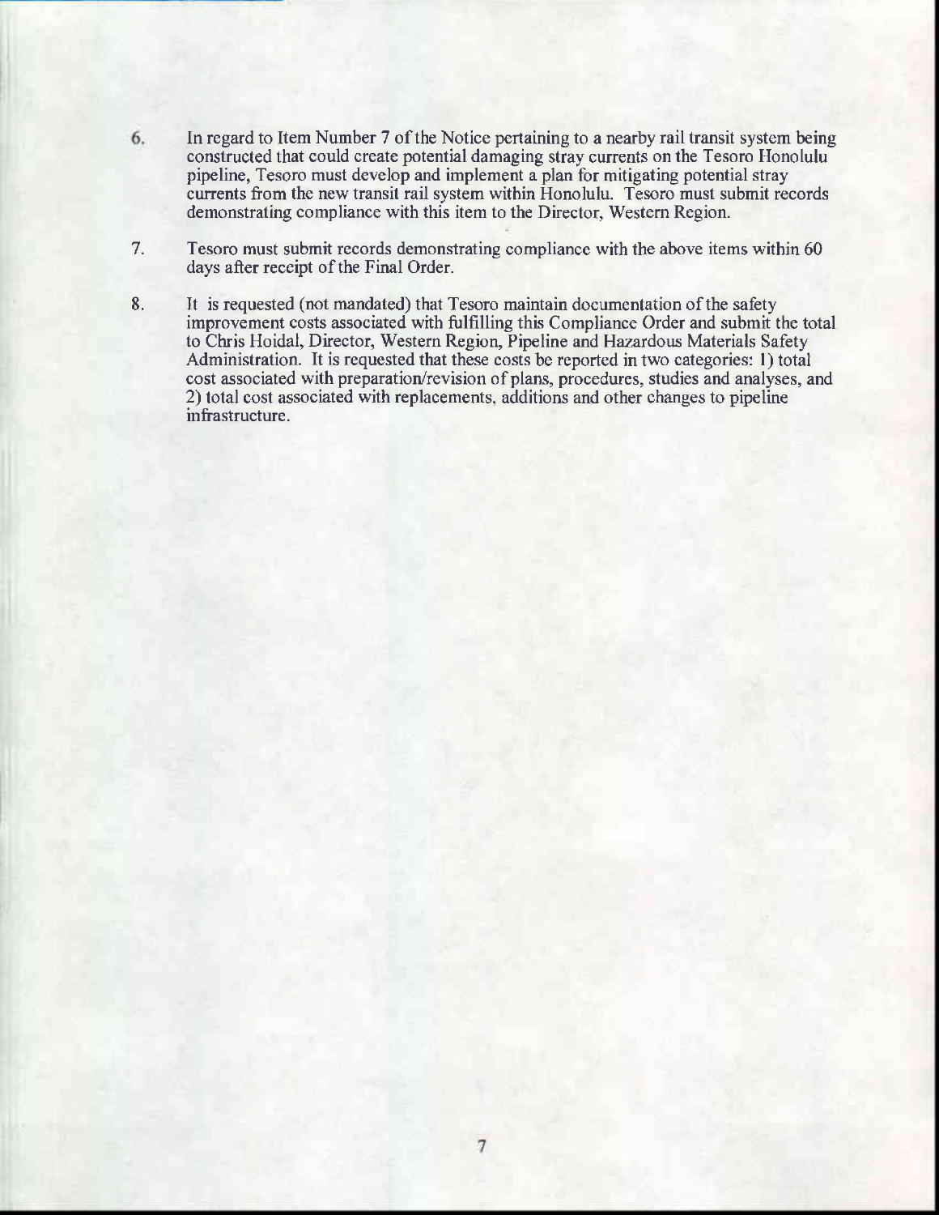6. In regard to Item Number 7 of the Notice pertaining to a nearby rail transit system being constructed that could create potential damaging stray currents on the Tesoro Honolulu pipeline, Tesoro must develop and implement a plan for mitigating potential stray currents from the new transit rail system within Honolulu. Tesoro must submit records demonstrating compliance with this item to the Director, Western Region.

7. Tesoro must submit records demonstrating compliance with the above items within 60 days after receipt of the Final Order.

8. It is requested (not mandated) that Tesoro maintain documentation of the safety improvement costs associated with fulfilling this Compliance Order and submit the total to Chris Hoidal, Director, Western Region, Pipeline and Hazardous Materials Safety Administration. It is requested that these costs be reported in two categories: 1) total cost associated with preparation/revision of plans, procedures, studies and analyses, and 2) total cost associated with replacements, additions and other changes to pipeline infrastructure.